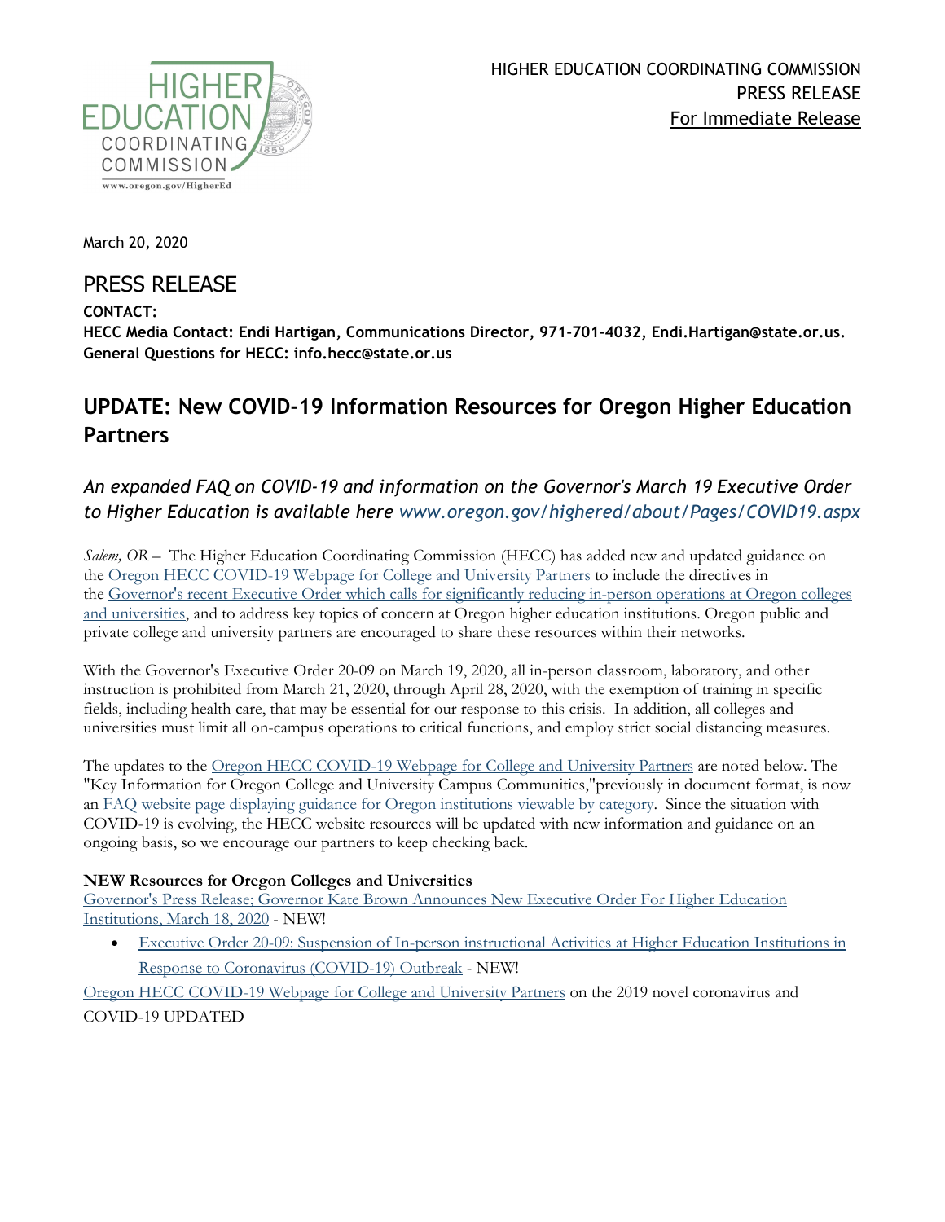HIGHER EDUCATION COORDINATING COMMISSION
PRESS RELEASE
For Immediate Release

March 20, 2020

# PRESS RELEASE

**CONTACT:**
**HECC Media Contact: Endi Hartigan, Communications Director, 971-701-4032, Endi.Hartigan@state.or.us.**
**General Questions for HECC: info.hecc@state.or.us**

## UPDATE: New COVID-19 Information Resources for Oregon Higher Education Partners

### *An expanded FAQ on COVID-19 and information on the Governor's March 19 Executive Order to Higher Education is available here www.oregon.gov/highered/about/Pages/COVID19.aspx*

*Salem, OR* – The Higher Education Coordinating Commission (HECC) has added new and updated guidance on the Oregon HECC COVID-19 Webpage for College and University Partners to include the directives in the Governor's recent Executive Order which calls for significantly reducing in-person operations at Oregon colleges and universities, and to address key topics of concern at Oregon higher education institutions. Oregon public and private college and university partners are encouraged to share these resources within their networks.

With the Governor's Executive Order 20-09 on March 19, 2020, all in-person classroom, laboratory, and other instruction is prohibited from March 21, 2020, through April 28, 2020, with the exemption of training in specific fields, including health care, that may be essential for our response to this crisis. In addition, all colleges and universities must limit all on-campus operations to critical functions, and employ strict social distancing measures.

The updates to the Oregon HECC COVID-19 Webpage for College and University Partners are noted below. The "Key Information for Oregon College and University Campus Communities,"previously in document format, is now an FAQ website page displaying guidance for Oregon institutions viewable by category. Since the situation with COVID-19 is evolving, the HECC website resources will be updated with new information and guidance on an ongoing basis, so we encourage our partners to keep checking back.

**NEW Resources for Oregon Colleges and Universities**

Governor's Press Release; Governor Kate Brown Announces New Executive Order For Higher Education Institutions, March 18, 2020 - NEW!

- Executive Order 20-09: Suspension of In-person instructional Activities at Higher Education Institutions in Response to Coronavirus (COVID-19) Outbreak - NEW!

Oregon HECC COVID-19 Webpage for College and University Partners on the 2019 novel coronavirus and COVID-19 UPDATED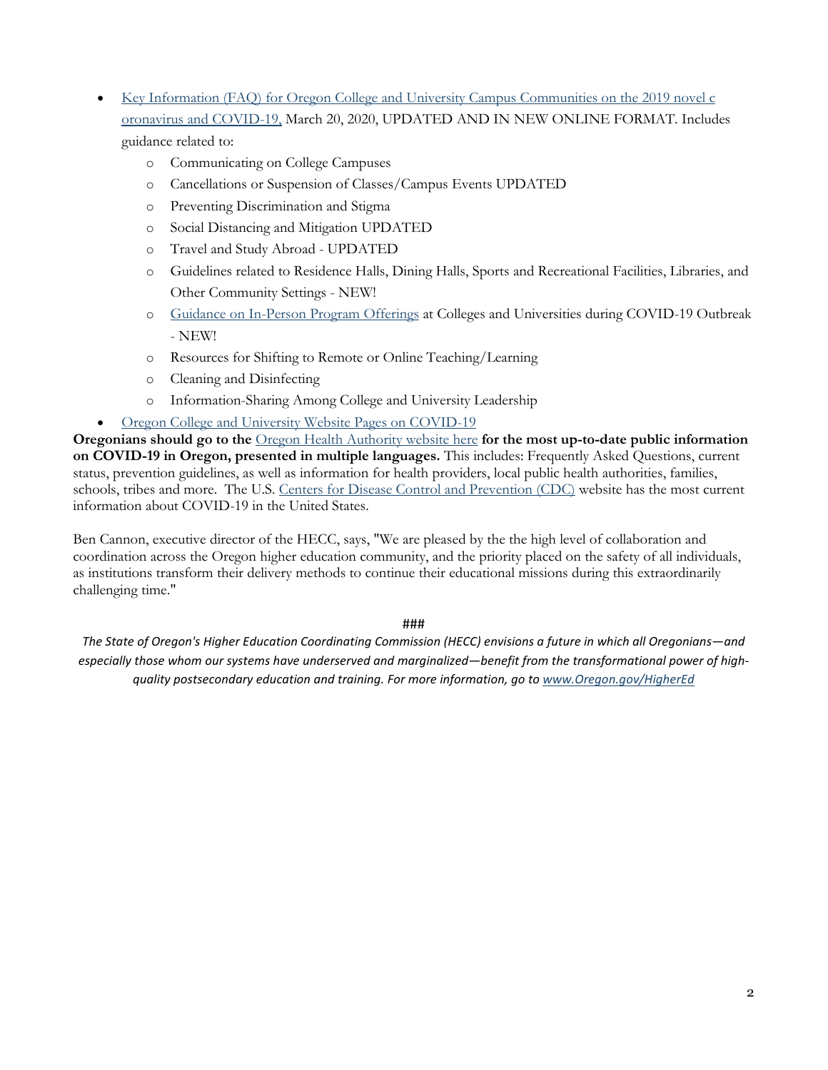- Key Information (FAQ) for Oregon College and University Campus Communities on the 2019 novel c oronavirus and COVID-19, March 20, 2020, UPDATED AND IN NEW ONLINE FORMAT. Includes guidance related to:
  - Communicating on College Campuses
  - Cancellations or Suspension of Classes/Campus Events UPDATED
  - Preventing Discrimination and Stigma
  - Social Distancing and Mitigation UPDATED
  - Travel and Study Abroad - UPDATED
  - Guidelines related to Residence Halls, Dining Halls, Sports and Recreational Facilities, Libraries, and Other Community Settings - NEW!
  - Guidance on In-Person Program Offerings at Colleges and Universities during COVID-19 Outbreak - NEW!
  - Resources for Shifting to Remote or Online Teaching/Learning
  - Cleaning and Disinfecting
  - Information-Sharing Among College and University Leadership
- Oregon College and University Website Pages on COVID-19

**Oregonians should go to the** Oregon Health Authority website here **for the most up-to-date public information on COVID-19 in Oregon, presented in multiple languages.** This includes: Frequently Asked Questions, current status, prevention guidelines, as well as information for health providers, local public health authorities, families, schools, tribes and more. The U.S. Centers for Disease Control and Prevention (CDC) website has the most current information about COVID-19 in the United States.

Ben Cannon, executive director of the HECC, says, "We are pleased by the the high level of collaboration and coordination across the Oregon higher education community, and the priority placed on the safety of all individuals, as institutions transform their delivery methods to continue their educational missions during this extraordinarily challenging time."

###

*The State of Oregon's Higher Education Coordinating Commission (HECC) envisions a future in which all Oregonians—and especially those whom our systems have underserved and marginalized—benefit from the transformational power of high-quality postsecondary education and training. For more information, go to www.Oregon.gov/HigherEd*